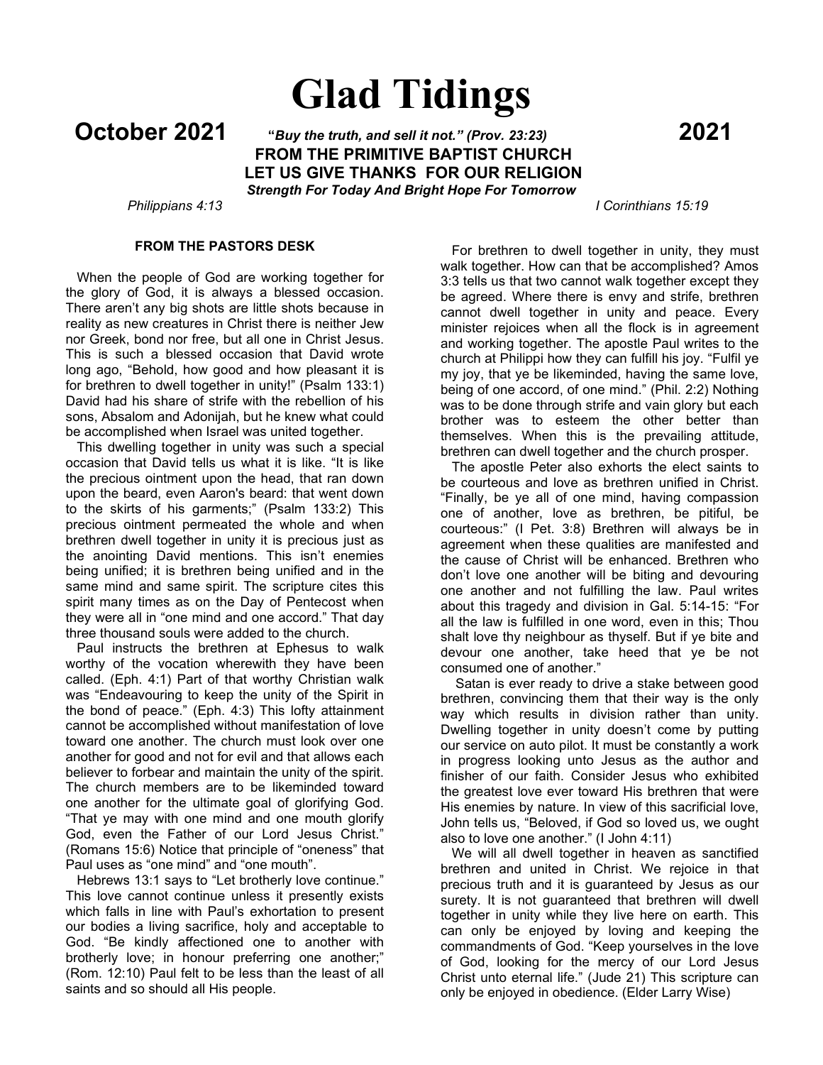# Glad Tidings

**October 2021** ***"Buy the truth, and sell it not." (Prov. 23:23)*** **2021**

**FROM THE PRIMITIVE BAPTIST CHURCH**

**LET US GIVE THANKS FOR OUR RELIGION**

***Strength For Today And Bright Hope For Tomorrow***

*Philippians 4:13* *I Corinthians 15:19*

### FROM THE PASTORS DESK

When the people of God are working together for the glory of God, it is always a blessed occasion. There aren't any big shots are little shots because in reality as new creatures in Christ there is neither Jew nor Greek, bond nor free, but all one in Christ Jesus. This is such a blessed occasion that David wrote long ago, "Behold, how good and how pleasant it is for brethren to dwell together in unity!" (Psalm 133:1) David had his share of strife with the rebellion of his sons, Absalom and Adonijah, but he knew what could be accomplished when Israel was united together.

This dwelling together in unity was such a special occasion that David tells us what it is like. "It is like the precious ointment upon the head, that ran down upon the beard, even Aaron's beard: that went down to the skirts of his garments;" (Psalm 133:2) This precious ointment permeated the whole and when brethren dwell together in unity it is precious just as the anointing David mentions. This isn't enemies being unified; it is brethren being unified and in the same mind and same spirit. The scripture cites this spirit many times as on the Day of Pentecost when they were all in "one mind and one accord." That day three thousand souls were added to the church.

Paul instructs the brethren at Ephesus to walk worthy of the vocation wherewith they have been called. (Eph. 4:1) Part of that worthy Christian walk was "Endeavouring to keep the unity of the Spirit in the bond of peace." (Eph. 4:3) This lofty attainment cannot be accomplished without manifestation of love toward one another. The church must look over one another for good and not for evil and that allows each believer to forbear and maintain the unity of the spirit. The church members are to be likeminded toward one another for the ultimate goal of glorifying God. "That ye may with one mind and one mouth glorify God, even the Father of our Lord Jesus Christ." (Romans 15:6) Notice that principle of "oneness" that Paul uses as "one mind" and "one mouth".

Hebrews 13:1 says to "Let brotherly love continue." This love cannot continue unless it presently exists which falls in line with Paul's exhortation to present our bodies a living sacrifice, holy and acceptable to God. "Be kindly affectioned one to another with brotherly love; in honour preferring one another;" (Rom. 12:10) Paul felt to be less than the least of all saints and so should all His people.

For brethren to dwell together in unity, they must walk together. How can that be accomplished? Amos 3:3 tells us that two cannot walk together except they be agreed. Where there is envy and strife, brethren cannot dwell together in unity and peace. Every minister rejoices when all the flock is in agreement and working together. The apostle Paul writes to the church at Philippi how they can fulfill his joy. "Fulfil ye my joy, that ye be likeminded, having the same love, being of one accord, of one mind." (Phil. 2:2) Nothing was to be done through strife and vain glory but each brother was to esteem the other better than themselves. When this is the prevailing attitude, brethren can dwell together and the church prosper.

The apostle Peter also exhorts the elect saints to be courteous and love as brethren unified in Christ. "Finally, be ye all of one mind, having compassion one of another, love as brethren, be pitiful, be courteous:" (I Pet. 3:8) Brethren will always be in agreement when these qualities are manifested and the cause of Christ will be enhanced. Brethren who don't love one another will be biting and devouring one another and not fulfilling the law. Paul writes about this tragedy and division in Gal. 5:14-15: "For all the law is fulfilled in one word, even in this; Thou shalt love thy neighbour as thyself. But if ye bite and devour one another, take heed that ye be not consumed one of another."

Satan is ever ready to drive a stake between good brethren, convincing them that their way is the only way which results in division rather than unity. Dwelling together in unity doesn't come by putting our service on auto pilot. It must be constantly a work in progress looking unto Jesus as the author and finisher of our faith. Consider Jesus who exhibited the greatest love ever toward His brethren that were His enemies by nature. In view of this sacrificial love, John tells us, "Beloved, if God so loved us, we ought also to love one another." (I John 4:11)

We will all dwell together in heaven as sanctified brethren and united in Christ. We rejoice in that precious truth and it is guaranteed by Jesus as our surety. It is not guaranteed that brethren will dwell together in unity while they live here on earth. This can only be enjoyed by loving and keeping the commandments of God. "Keep yourselves in the love of God, looking for the mercy of our Lord Jesus Christ unto eternal life." (Jude 21) This scripture can only be enjoyed in obedience. (Elder Larry Wise)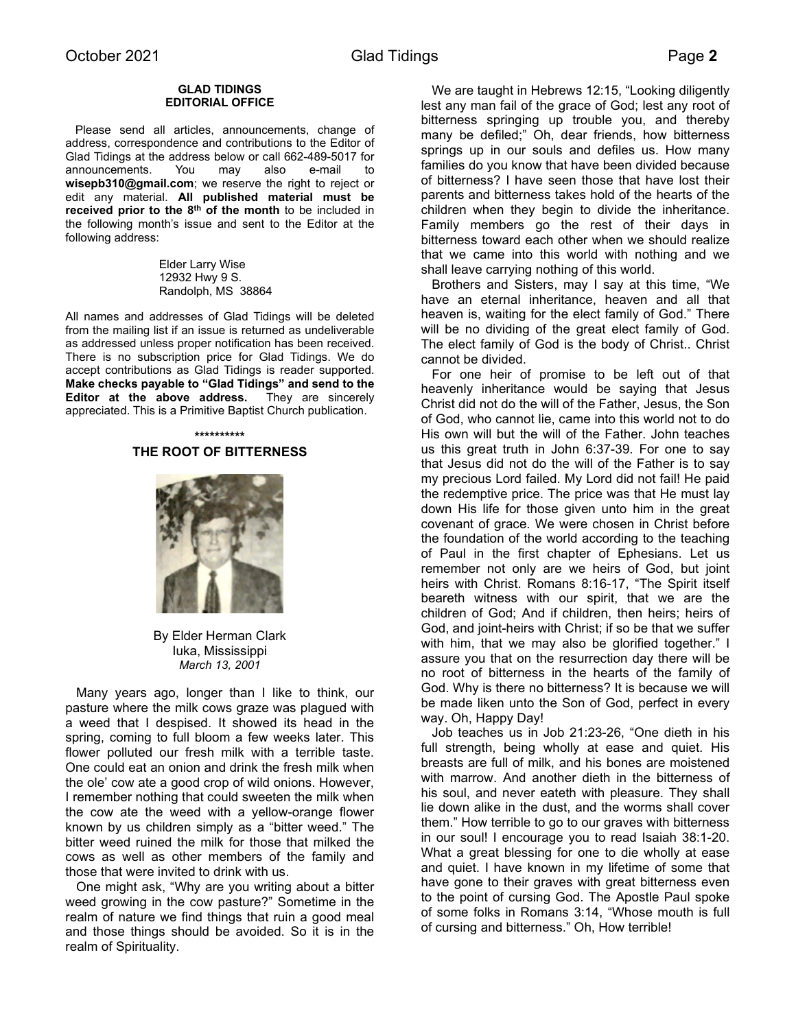**GLAD TIDINGS**
**EDITORIAL OFFICE**

Please send all articles, announcements, change of address, correspondence and contributions to the Editor of Glad Tidings at the address below or call 662-489-5017 for announcements. You may also e-mail to **wisepb310@gmail.com**; we reserve the right to reject or edit any material. **All published material must be received prior to the 8th of the month** to be included in the following month's issue and sent to the Editor at the following address:

Elder Larry Wise
12932 Hwy 9 S.
Randolph, MS 38864

All names and addresses of Glad Tidings will be deleted from the mailing list if an issue is returned as undeliverable as addressed unless proper notification has been received. There is no subscription price for Glad Tidings. We do accept contributions as Glad Tidings is reader supported. **Make checks payable to "Glad Tidings" and send to the Editor at the above address.** They are sincerely appreciated. This is a Primitive Baptist Church publication.

**\*\*\*\*\*\*\*\*\*\***

## THE ROOT OF BITTERNESS

By Elder Herman Clark
Iuka, Mississippi
*March 13, 2001*

Many years ago, longer than I like to think, our pasture where the milk cows graze was plagued with a weed that I despised. It showed its head in the spring, coming to full bloom a few weeks later. This flower polluted our fresh milk with a terrible taste. One could eat an onion and drink the fresh milk when the ole' cow ate a good crop of wild onions. However, I remember nothing that could sweeten the milk when the cow ate the weed with a yellow-orange flower known by us children simply as a "bitter weed." The bitter weed ruined the milk for those that milked the cows as well as other members of the family and those that were invited to drink with us.

One might ask, "Why are you writing about a bitter weed growing in the cow pasture?" Sometime in the realm of nature we find things that ruin a good meal and those things should be avoided. So it is in the realm of Spirituality.

We are taught in Hebrews 12:15, "Looking diligently lest any man fail of the grace of God; lest any root of bitterness springing up trouble you, and thereby many be defiled;" Oh, dear friends, how bitterness springs up in our souls and defiles us. How many families do you know that have been divided because of bitterness? I have seen those that have lost their parents and bitterness takes hold of the hearts of the children when they begin to divide the inheritance. Family members go the rest of their days in bitterness toward each other when we should realize that we came into this world with nothing and we shall leave carrying nothing of this world.

Brothers and Sisters, may I say at this time, "We have an eternal inheritance, heaven and all that heaven is, waiting for the elect family of God." There will be no dividing of the great elect family of God. The elect family of God is the body of Christ.. Christ cannot be divided.

For one heir of promise to be left out of that heavenly inheritance would be saying that Jesus Christ did not do the will of the Father, Jesus, the Son of God, who cannot lie, came into this world not to do His own will but the will of the Father. John teaches us this great truth in John 6:37-39. For one to say that Jesus did not do the will of the Father is to say my precious Lord failed. My Lord did not fail! He paid the redemptive price. The price was that He must lay down His life for those given unto him in the great covenant of grace. We were chosen in Christ before the foundation of the world according to the teaching of Paul in the first chapter of Ephesians. Let us remember not only are we heirs of God, but joint heirs with Christ. Romans 8:16-17, "The Spirit itself beareth witness with our spirit, that we are the children of God; And if children, then heirs; heirs of God, and joint-heirs with Christ; if so be that we suffer with him, that we may also be glorified together." I assure you that on the resurrection day there will be no root of bitterness in the hearts of the family of God. Why is there no bitterness? It is because we will be made liken unto the Son of God, perfect in every way. Oh, Happy Day!

Job teaches us in Job 21:23-26, "One dieth in his full strength, being wholly at ease and quiet. His breasts are full of milk, and his bones are moistened with marrow. And another dieth in the bitterness of his soul, and never eateth with pleasure. They shall lie down alike in the dust, and the worms shall cover them." How terrible to go to our graves with bitterness in our soul! I encourage you to read Isaiah 38:1-20. What a great blessing for one to die wholly at ease and quiet. I have known in my lifetime of some that have gone to their graves with great bitterness even to the point of cursing God. The Apostle Paul spoke of some folks in Romans 3:14, "Whose mouth is full of cursing and bitterness." Oh, How terrible!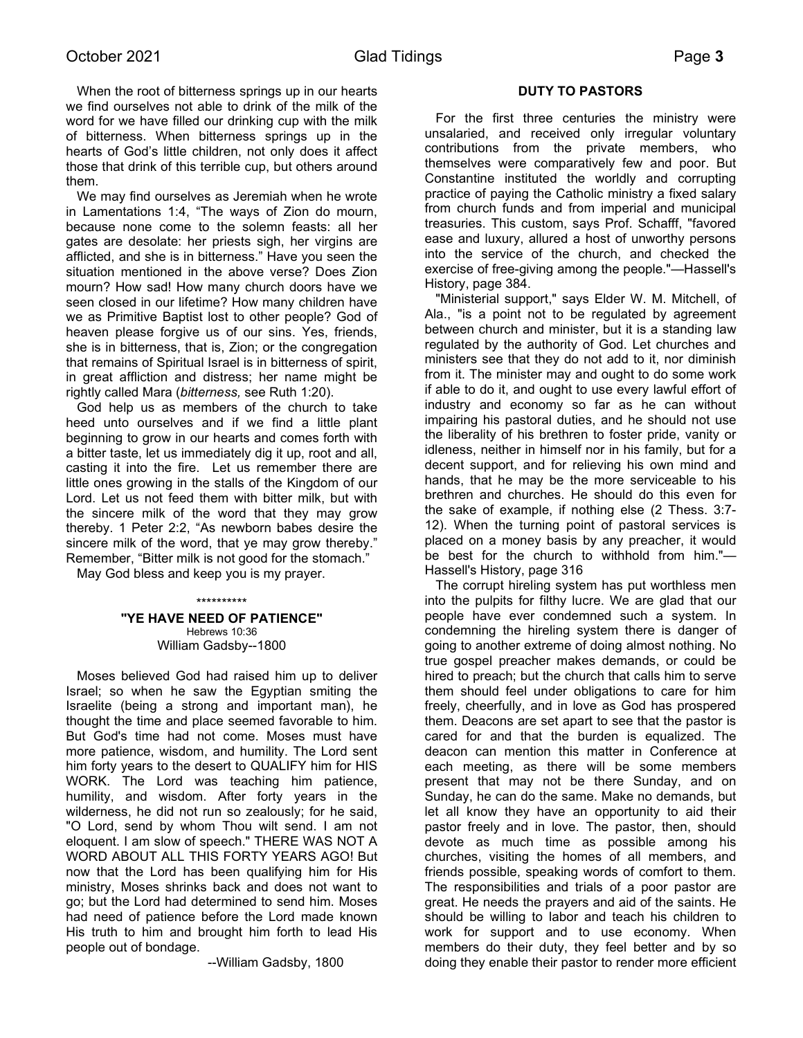When the root of bitterness springs up in our hearts we find ourselves not able to drink of the milk of the word for we have filled our drinking cup with the milk of bitterness. When bitterness springs up in the hearts of God's little children, not only does it affect those that drink of this terrible cup, but others around them.

We may find ourselves as Jeremiah when he wrote in Lamentations 1:4, "The ways of Zion do mourn, because none come to the solemn feasts: all her gates are desolate: her priests sigh, her virgins are afflicted, and she is in bitterness." Have you seen the situation mentioned in the above verse? Does Zion mourn? How sad! How many church doors have we seen closed in our lifetime? How many children have we as Primitive Baptist lost to other people? God of heaven please forgive us of our sins. Yes, friends, she is in bitterness, that is, Zion; or the congregation that remains of Spiritual Israel is in bitterness of spirit, in great affliction and distress; her name might be rightly called Mara (*bitterness,* see Ruth 1:20).

God help us as members of the church to take heed unto ourselves and if we find a little plant beginning to grow in our hearts and comes forth with a bitter taste, let us immediately dig it up, root and all, casting it into the fire. Let us remember there are little ones growing in the stalls of the Kingdom of our Lord. Let us not feed them with bitter milk, but with the sincere milk of the word that they may grow thereby. 1 Peter 2:2, "As newborn babes desire the sincere milk of the word, that ye may grow thereby." Remember, "Bitter milk is not good for the stomach."

May God bless and keep you is my prayer.

\*\*\*\*\*\*\*\*\*\*

## "YE HAVE NEED OF PATIENCE"

Hebrews 10:36
William Gadsby--1800

Moses believed God had raised him up to deliver Israel; so when he saw the Egyptian smiting the Israelite (being a strong and important man), he thought the time and place seemed favorable to him. But God's time had not come. Moses must have more patience, wisdom, and humility. The Lord sent him forty years to the desert to QUALIFY him for HIS WORK. The Lord was teaching him patience, humility, and wisdom. After forty years in the wilderness, he did not run so zealously; for he said, "O Lord, send by whom Thou wilt send. I am not eloquent. I am slow of speech." THERE WAS NOT A WORD ABOUT ALL THIS FORTY YEARS AGO! But now that the Lord has been qualifying him for His ministry, Moses shrinks back and does not want to go; but the Lord had determined to send him. Moses had need of patience before the Lord made known His truth to him and brought him forth to lead His people out of bondage.

--William Gadsby, 1800

## DUTY TO PASTORS

For the first three centuries the ministry were unsalaried, and received only irregular voluntary contributions from the private members, who themselves were comparatively few and poor. But Constantine instituted the worldly and corrupting practice of paying the Catholic ministry a fixed salary from church funds and from imperial and municipal treasuries. This custom, says Prof. Schafff, "favored ease and luxury, allured a host of unworthy persons into the service of the church, and checked the exercise of free-giving among the people."—Hassell's History, page 384.

"Ministerial support," says Elder W. M. Mitchell, of Ala., "is a point not to be regulated by agreement between church and minister, but it is a standing law regulated by the authority of God. Let churches and ministers see that they do not add to it, nor diminish from it. The minister may and ought to do some work if able to do it, and ought to use every lawful effort of industry and economy so far as he can without impairing his pastoral duties, and he should not use the liberality of his brethren to foster pride, vanity or idleness, neither in himself nor in his family, but for a decent support, and for relieving his own mind and hands, that he may be the more serviceable to his brethren and churches. He should do this even for the sake of example, if nothing else (2 Thess. 3:7-12). When the turning point of pastoral services is placed on a money basis by any preacher, it would be best for the church to withhold from him."—Hassell's History, page 316

The corrupt hireling system has put worthless men into the pulpits for filthy lucre. We are glad that our people have ever condemned such a system. In condemning the hireling system there is danger of going to another extreme of doing almost nothing. No true gospel preacher makes demands, or could be hired to preach; but the church that calls him to serve them should feel under obligations to care for him freely, cheerfully, and in love as God has prospered them. Deacons are set apart to see that the pastor is cared for and that the burden is equalized. The deacon can mention this matter in Conference at each meeting, as there will be some members present that may not be there Sunday, and on Sunday, he can do the same. Make no demands, but let all know they have an opportunity to aid their pastor freely and in love. The pastor, then, should devote as much time as possible among his churches, visiting the homes of all members, and friends possible, speaking words of comfort to them. The responsibilities and trials of a poor pastor are great. He needs the prayers and aid of the saints. He should be willing to labor and teach his children to work for support and to use economy. When members do their duty, they feel better and by so doing they enable their pastor to render more efficient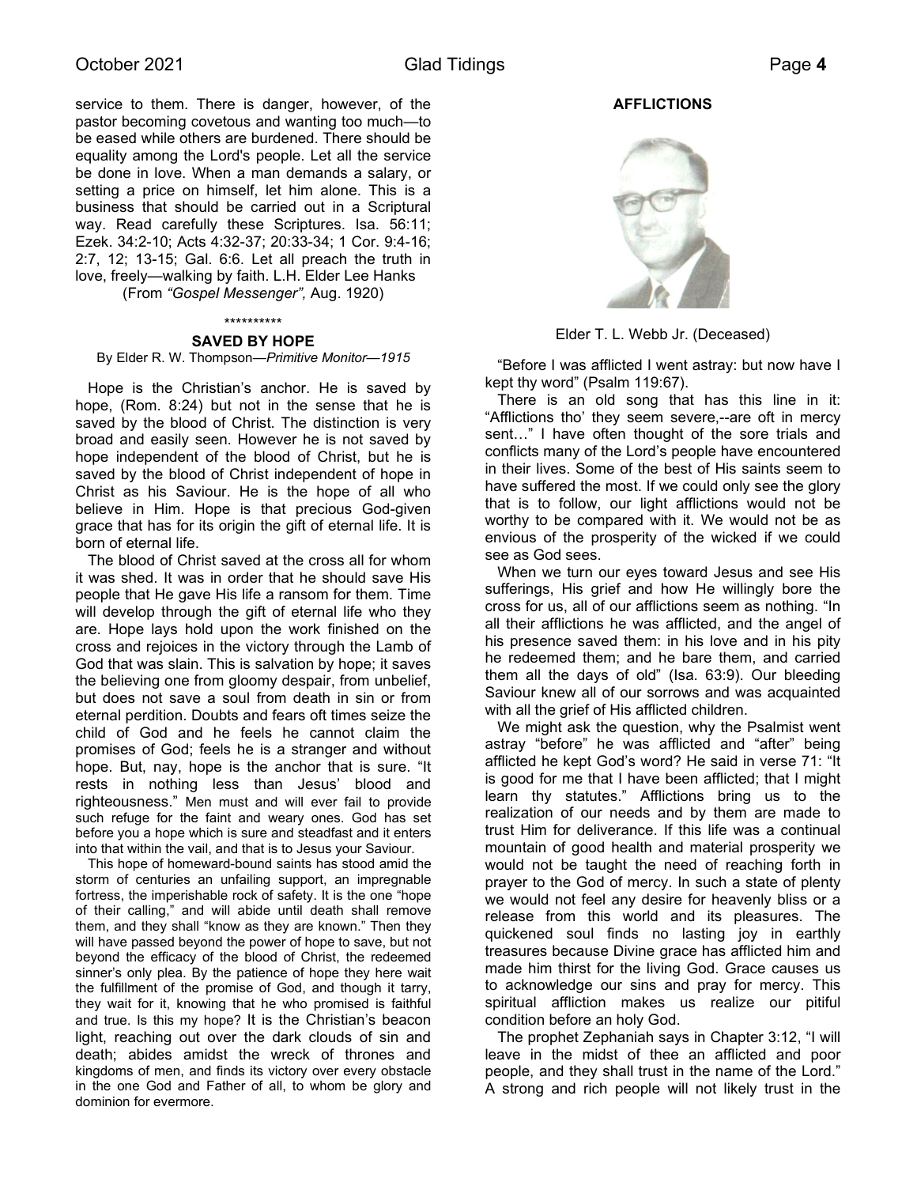service to them. There is danger, however, of the pastor becoming covetous and wanting too much—to be eased while others are burdened. There should be equality among the Lord's people. Let all the service be done in love. When a man demands a salary, or setting a price on himself, let him alone. This is a business that should be carried out in a Scriptural way. Read carefully these Scriptures. Isa. 56:11; Ezek. 34:2-10; Acts 4:32-37; 20:33-34; 1 Cor. 9:4-16; 2:7, 12; 13-15; Gal. 6:6. Let all preach the truth in love, freely—walking by faith. L.H. Elder Lee Hanks

(From *"Gospel Messenger",* Aug. 1920)

**********

### SAVED BY HOPE

By Elder R. W. Thompson—*Primitive Monitor—1915*

Hope is the Christian's anchor. He is saved by hope, (Rom. 8:24) but not in the sense that he is saved by the blood of Christ. The distinction is very broad and easily seen. However he is not saved by hope independent of the blood of Christ, but he is saved by the blood of Christ independent of hope in Christ as his Saviour. He is the hope of all who believe in Him. Hope is that precious God-given grace that has for its origin the gift of eternal life. It is born of eternal life.

The blood of Christ saved at the cross all for whom it was shed. It was in order that he should save His people that He gave His life a ransom for them. Time will develop through the gift of eternal life who they are. Hope lays hold upon the work finished on the cross and rejoices in the victory through the Lamb of God that was slain. This is salvation by hope; it saves the believing one from gloomy despair, from unbelief, but does not save a soul from death in sin or from eternal perdition. Doubts and fears oft times seize the child of God and he feels he cannot claim the promises of God; feels he is a stranger and without hope. But, nay, hope is the anchor that is sure. "It rests in nothing less than Jesus' blood and righteousness." Men must and will ever fail to provide such refuge for the faint and weary ones. God has set before you a hope which is sure and steadfast and it enters into that within the vail, and that is to Jesus your Saviour.

This hope of homeward-bound saints has stood amid the storm of centuries an unfailing support, an impregnable fortress, the imperishable rock of safety. It is the one "hope of their calling," and will abide until death shall remove them, and they shall "know as they are known." Then they will have passed beyond the power of hope to save, but not beyond the efficacy of the blood of Christ, the redeemed sinner's only plea. By the patience of hope they here wait the fulfillment of the promise of God, and though it tarry, they wait for it, knowing that he who promised is faithful and true. Is this my hope? It is the Christian's beacon light, reaching out over the dark clouds of sin and death; abides amidst the wreck of thrones and kingdoms of men, and finds its victory over every obstacle in the one God and Father of all, to whom be glory and dominion for evermore.

### AFFLICTIONS

Elder T. L. Webb Jr. (Deceased)

"Before I was afflicted I went astray: but now have I kept thy word" (Psalm 119:67).

There is an old song that has this line in it: "Afflictions tho' they seem severe,--are oft in mercy sent…" I have often thought of the sore trials and conflicts many of the Lord's people have encountered in their lives. Some of the best of His saints seem to have suffered the most. If we could only see the glory that is to follow, our light afflictions would not be worthy to be compared with it. We would not be as envious of the prosperity of the wicked if we could see as God sees.

When we turn our eyes toward Jesus and see His sufferings, His grief and how He willingly bore the cross for us, all of our afflictions seem as nothing. "In all their afflictions he was afflicted, and the angel of his presence saved them: in his love and in his pity he redeemed them; and he bare them, and carried them all the days of old" (Isa. 63:9). Our bleeding Saviour knew all of our sorrows and was acquainted with all the grief of His afflicted children.

We might ask the question, why the Psalmist went astray "before" he was afflicted and "after" being afflicted he kept God's word? He said in verse 71: "It is good for me that I have been afflicted; that I might learn thy statutes." Afflictions bring us to the realization of our needs and by them are made to trust Him for deliverance. If this life was a continual mountain of good health and material prosperity we would not be taught the need of reaching forth in prayer to the God of mercy. In such a state of plenty we would not feel any desire for heavenly bliss or a release from this world and its pleasures. The quickened soul finds no lasting joy in earthly treasures because Divine grace has afflicted him and made him thirst for the living God. Grace causes us to acknowledge our sins and pray for mercy. This spiritual affliction makes us realize our pitiful condition before an holy God.

The prophet Zephaniah says in Chapter 3:12, "I will leave in the midst of thee an afflicted and poor people, and they shall trust in the name of the Lord." A strong and rich people will not likely trust in the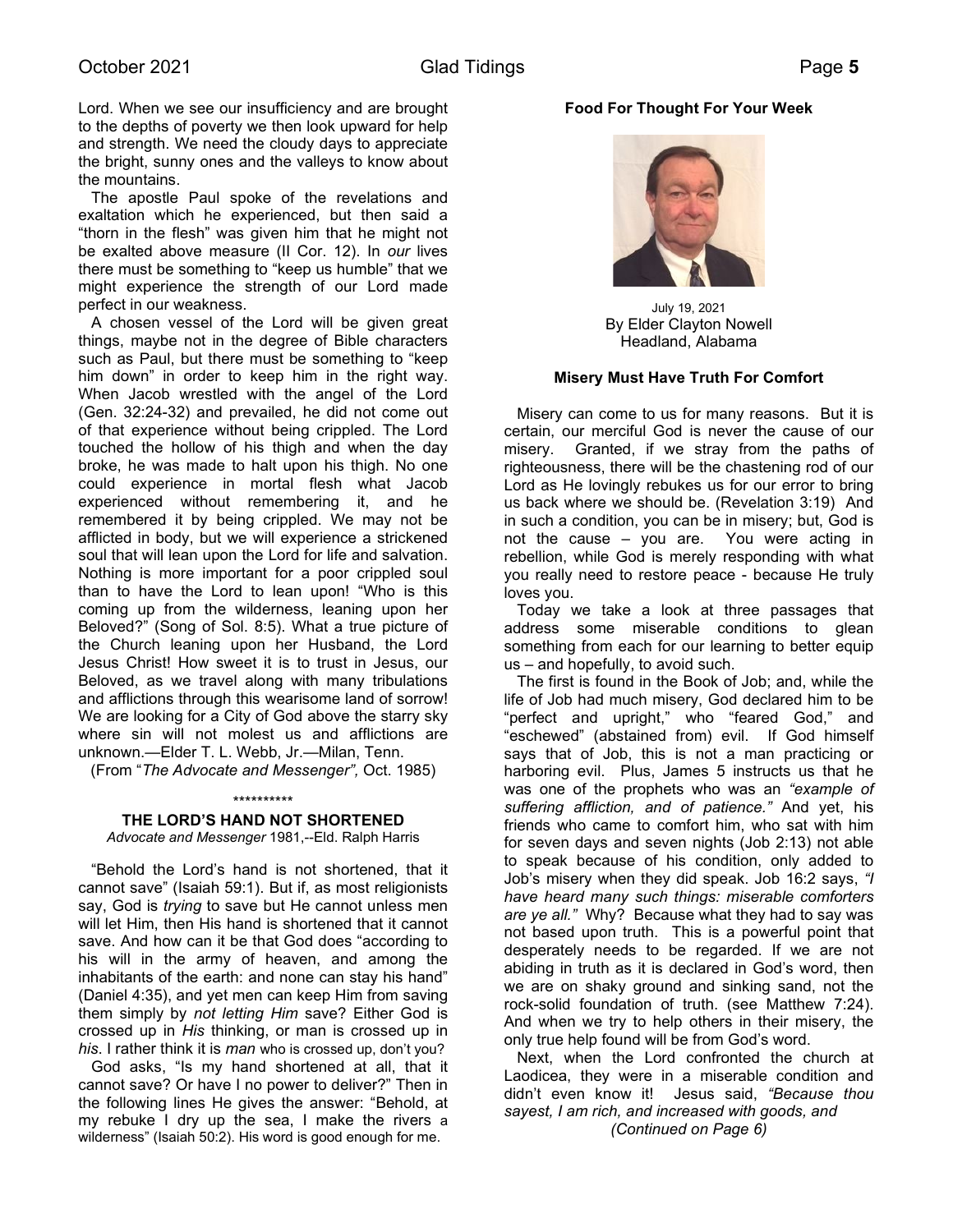Lord. When we see our insufficiency and are brought to the depths of poverty we then look upward for help and strength. We need the cloudy days to appreciate the bright, sunny ones and the valleys to know about the mountains.

The apostle Paul spoke of the revelations and exaltation which he experienced, but then said a "thorn in the flesh" was given him that he might not be exalted above measure (II Cor. 12). In *our* lives there must be something to "keep us humble" that we might experience the strength of our Lord made perfect in our weakness.

A chosen vessel of the Lord will be given great things, maybe not in the degree of Bible characters such as Paul, but there must be something to "keep him down" in order to keep him in the right way. When Jacob wrestled with the angel of the Lord (Gen. 32:24-32) and prevailed, he did not come out of that experience without being crippled. The Lord touched the hollow of his thigh and when the day broke, he was made to halt upon his thigh. No one could experience in mortal flesh what Jacob experienced without remembering it, and he remembered it by being crippled. We may not be afflicted in body, but we will experience a strickened soul that will lean upon the Lord for life and salvation. Nothing is more important for a poor crippled soul than to have the Lord to lean upon! "Who is this coming up from the wilderness, leaning upon her Beloved?" (Song of Sol. 8:5). What a true picture of the Church leaning upon her Husband, the Lord Jesus Christ! How sweet it is to trust in Jesus, our Beloved, as we travel along with many tribulations and afflictions through this wearisome land of sorrow! We are looking for a City of God above the starry sky where sin will not molest us and afflictions are unknown.—Elder T. L. Webb, Jr.—Milan, Tenn.

(From "*The Advocate and Messenger",* Oct. 1985)

**********

**THE LORD'S HAND NOT SHORTENED**

*Advocate and Messenger* 1981,--Eld. Ralph Harris

"Behold the Lord's hand is not shortened, that it cannot save" (Isaiah 59:1). But if, as most religionists say, God is *trying* to save but He cannot unless men will let Him, then His hand is shortened that it cannot save. And how can it be that God does "according to his will in the army of heaven, and among the inhabitants of the earth: and none can stay his hand" (Daniel 4:35), and yet men can keep Him from saving them simply by *not letting Him* save? Either God is crossed up in *His* thinking, or man is crossed up in *his*. I rather think it is *man* who is crossed up, don't you?

God asks, "Is my hand shortened at all, that it cannot save? Or have I no power to deliver?" Then in the following lines He gives the answer: "Behold, at my rebuke I dry up the sea, I make the rivers a wilderness" (Isaiah 50:2). His word is good enough for me.

**Food For Thought For Your Week**

July 19, 2021
By Elder Clayton Nowell
Headland, Alabama

**Misery Must Have Truth For Comfort**

Misery can come to us for many reasons. But it is certain, our merciful God is never the cause of our misery. Granted, if we stray from the paths of righteousness, there will be the chastening rod of our Lord as He lovingly rebukes us for our error to bring us back where we should be. (Revelation 3:19) And in such a condition, you can be in misery; but, God is not the cause – you are. You were acting in rebellion, while God is merely responding with what you really need to restore peace - because He truly loves you.

Today we take a look at three passages that address some miserable conditions to glean something from each for our learning to better equip us – and hopefully, to avoid such.

The first is found in the Book of Job; and, while the life of Job had much misery, God declared him to be "perfect and upright," who "feared God," and "eschewed" (abstained from) evil. If God himself says that of Job, this is not a man practicing or harboring evil. Plus, James 5 instructs us that he was one of the prophets who was an *"example of suffering affliction, and of patience."* And yet, his friends who came to comfort him, who sat with him for seven days and seven nights (Job 2:13) not able to speak because of his condition, only added to Job's misery when they did speak. Job 16:2 says, *"I have heard many such things: miserable comforters are ye all."* Why? Because what they had to say was not based upon truth. This is a powerful point that desperately needs to be regarded. If we are not abiding in truth as it is declared in God's word, then we are on shaky ground and sinking sand, not the rock-solid foundation of truth. (see Matthew 7:24). And when we try to help others in their misery, the only true help found will be from God's word.

Next, when the Lord confronted the church at Laodicea, they were in a miserable condition and didn't even know it! Jesus said, *"Because thou sayest, I am rich, and increased with goods, and*

*(Continued on Page 6)*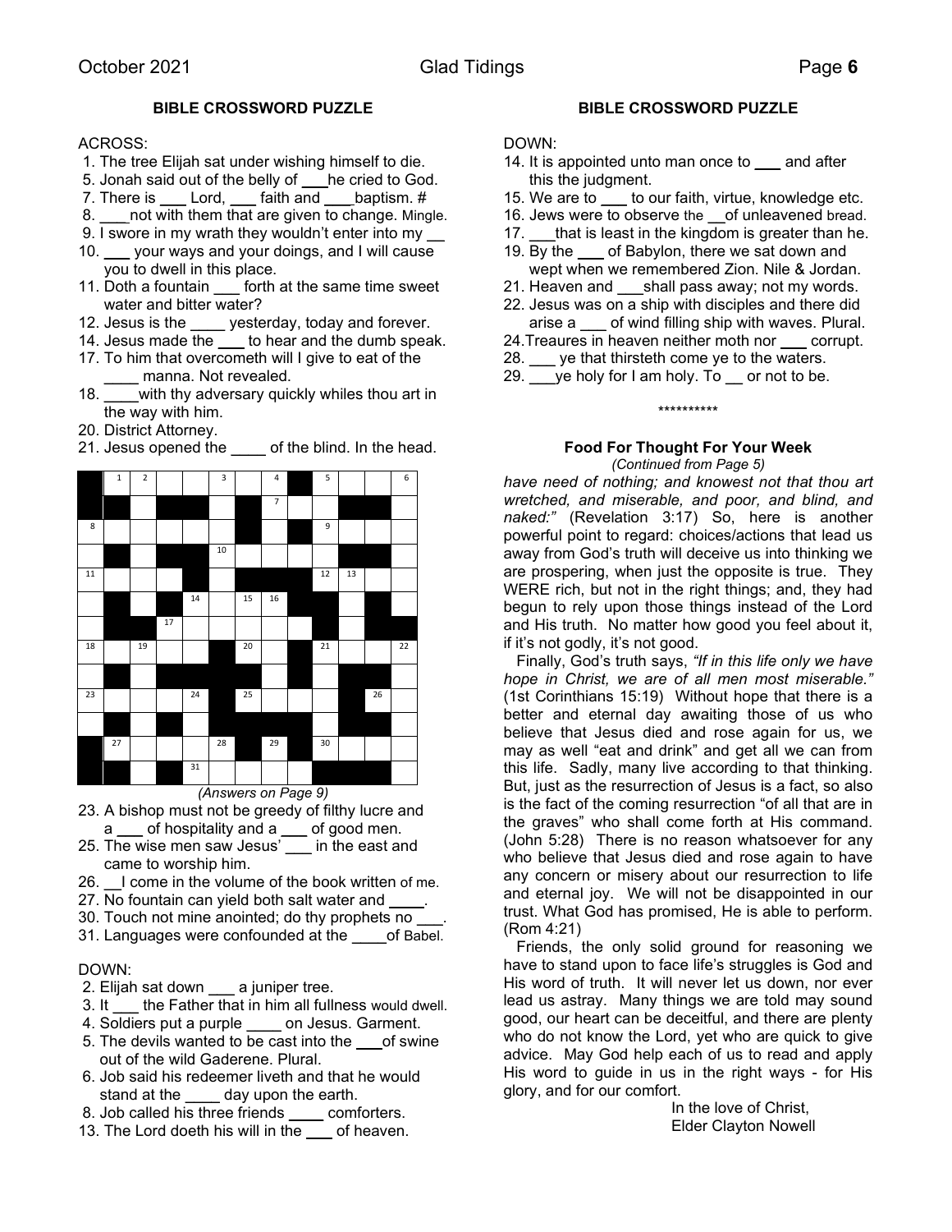## BIBLE CROSSWORD PUZZLE

ACROSS:

1. The tree Elijah sat under wishing himself to die.
5. Jonah said out of the belly of ___he cried to God.
7. There is ___ Lord, ___ faith and ___baptism. #
8. ___not with them that are given to change. Mingle.
9. I swore in my wrath they wouldn't enter into my __
10. ___ your ways and your doings, and I will cause you to dwell in this place.
11. Doth a fountain ___ forth at the same time sweet water and bitter water?
12. Jesus is the ____ yesterday, today and forever.
14. Jesus made the ___ to hear and the dumb speak.
17. To him that overcometh will I give to eat of the ____ manna. Not revealed.
18. ____with thy adversary quickly whiles thou art in the way with him.
20. District Attorney.
21. Jesus opened the ____ of the blind. In the head.
23. A bishop must not be greedy of filthy lucre and a ___ of hospitality and a ___ of good men.
25. The wise men saw Jesus' ___ in the east and came to worship him.
26. __I come in the volume of the book written of me.
27. No fountain can yield both salt water and ____.
30. Touch not mine anointed; do thy prophets no ___.
31. Languages were confounded at the ____of Babel.

*(Answers on Page 9)*

DOWN:

2. Elijah sat down ___ a juniper tree.
3. It ___ the Father that in him all fullness would dwell.
4. Soldiers put a purple ____ on Jesus. Garment.
5. The devils wanted to be cast into the ___of swine out of the wild Gaderene. Plural.
6. Job said his redeemer liveth and that he would stand at the ____ day upon the earth.
8. Job called his three friends ____ comforters.
13. The Lord doeth his will in the ___ of heaven.
14. It is appointed unto man once to ___ and after this the judgment.
15. We are to ___ to our faith, virtue, knowledge etc.
16. Jews were to observe the __of unleavened bread.
17. ___that is least in the kingdom is greater than he.
19. By the ___ of Babylon, there we sat down and wept when we remembered Zion. Nile & Jordan.
21. Heaven and ___shall pass away; not my words.
22. Jesus was on a ship with disciples and there did arise a ___ of wind filling ship with waves. Plural.
24. Treaures in heaven neither moth nor ___ corrupt.
28. ___ ye that thirsteth come ye to the waters.
29. ___ye holy for I am holy. To __ or not to be.

\*\*\*\*\*\*\*\*\*\*

### Food For Thought For Your Week

*(Continued from Page 5)*

*have need of nothing; and knowest not that thou art wretched, and miserable, and poor, and blind, and naked:"* (Revelation 3:17) So, here is another powerful point to regard: choices/actions that lead us away from God's truth will deceive us into thinking we are prospering, when just the opposite is true. They WERE rich, but not in the right things; and, they had begun to rely upon those things instead of the Lord and His truth. No matter how good you feel about it, if it's not godly, it's not good.

Finally, God's truth says, *"If in this life only we have hope in Christ, we are of all men most miserable."* (1st Corinthians 15:19) Without hope that there is a better and eternal day awaiting those of us who believe that Jesus died and rose again for us, we may as well "eat and drink" and get all we can from this life. Sadly, many live according to that thinking. But, just as the resurrection of Jesus is a fact, so also is the fact of the coming resurrection "of all that are in the graves" who shall come forth at His command. (John 5:28) There is no reason whatsoever for any who believe that Jesus died and rose again to have any concern or misery about our resurrection to life and eternal joy. We will not be disappointed in our trust. What God has promised, He is able to perform. (Rom 4:21)

Friends, the only solid ground for reasoning we have to stand upon to face life's struggles is God and His word of truth. It will never let us down, nor ever lead us astray. Many things we are told may sound good, our heart can be deceitful, and there are plenty who do not know the Lord, yet who are quick to give advice. May God help each of us to read and apply His word to guide in us in the right ways - for His glory, and for our comfort.

In the love of Christ,
Elder Clayton Nowell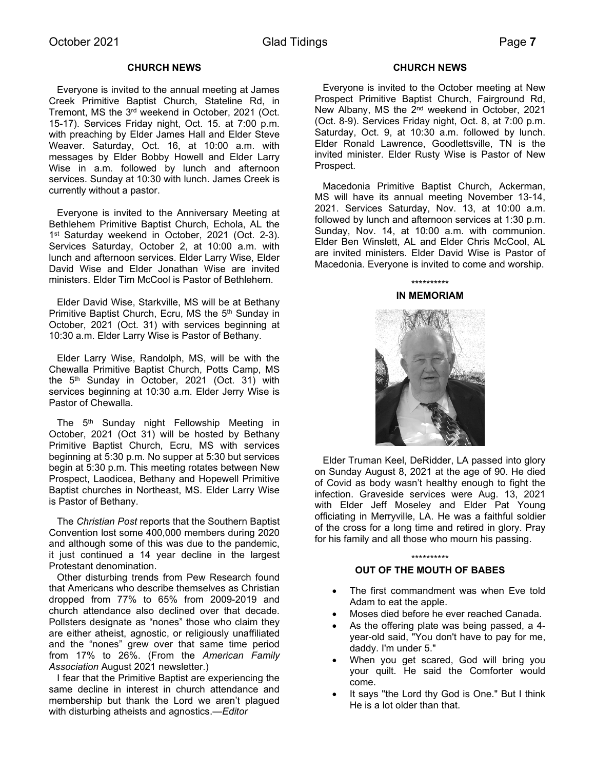## CHURCH NEWS

Everyone is invited to the annual meeting at James Creek Primitive Baptist Church, Stateline Rd, in Tremont, MS the 3rd weekend in October, 2021 (Oct. 15-17). Services Friday night, Oct. 15. at 7:00 p.m. with preaching by Elder James Hall and Elder Steve Weaver. Saturday, Oct. 16, at 10:00 a.m. with messages by Elder Bobby Howell and Elder Larry Wise in a.m. followed by lunch and afternoon services. Sunday at 10:30 with lunch. James Creek is currently without a pastor.

Everyone is invited to the Anniversary Meeting at Bethlehem Primitive Baptist Church, Echola, AL the 1st Saturday weekend in October, 2021 (Oct. 2-3). Services Saturday, October 2, at 10:00 a.m. with lunch and afternoon services. Elder Larry Wise, Elder David Wise and Elder Jonathan Wise are invited ministers. Elder Tim McCool is Pastor of Bethlehem.

Elder David Wise, Starkville, MS will be at Bethany Primitive Baptist Church, Ecru, MS the 5th Sunday in October, 2021 (Oct. 31) with services beginning at 10:30 a.m. Elder Larry Wise is Pastor of Bethany.

Elder Larry Wise, Randolph, MS, will be with the Chewalla Primitive Baptist Church, Potts Camp, MS the 5th Sunday in October, 2021 (Oct. 31) with services beginning at 10:30 a.m. Elder Jerry Wise is Pastor of Chewalla.

The 5th Sunday night Fellowship Meeting in October, 2021 (Oct 31) will be hosted by Bethany Primitive Baptist Church, Ecru, MS with services beginning at 5:30 p.m. No supper at 5:30 but services begin at 5:30 p.m. This meeting rotates between New Prospect, Laodicea, Bethany and Hopewell Primitive Baptist churches in Northeast, MS. Elder Larry Wise is Pastor of Bethany.

The *Christian Post* reports that the Southern Baptist Convention lost some 400,000 members during 2020 and although some of this was due to the pandemic, it just continued a 14 year decline in the largest Protestant denomination.

Other disturbing trends from Pew Research found that Americans who describe themselves as Christian dropped from 77% to 65% from 2009-2019 and church attendance also declined over that decade. Pollsters designate as "nones" those who claim they are either atheist, agnostic, or religiously unaffiliated and the "nones" grew over that same time period from 17% to 26%. (From the *American Family Association* August 2021 newsletter.)

I fear that the Primitive Baptist are experiencing the same decline in interest in church attendance and membership but thank the Lord we aren't plagued with disturbing atheists and agnostics.—*Editor*

## CHURCH NEWS

Everyone is invited to the October meeting at New Prospect Primitive Baptist Church, Fairground Rd, New Albany, MS the 2nd weekend in October, 2021 (Oct. 8-9). Services Friday night, Oct. 8, at 7:00 p.m. Saturday, Oct. 9, at 10:30 a.m. followed by lunch. Elder Ronald Lawrence, Goodlettsville, TN is the invited minister. Elder Rusty Wise is Pastor of New Prospect.

Macedonia Primitive Baptist Church, Ackerman, MS will have its annual meeting November 13-14, 2021. Services Saturday, Nov. 13, at 10:00 a.m. followed by lunch and afternoon services at 1:30 p.m. Sunday, Nov. 14, at 10:00 a.m. with communion. Elder Ben Winslett, AL and Elder Chris McCool, AL are invited ministers. Elder David Wise is Pastor of Macedonia. Everyone is invited to come and worship.

**********

## IN MEMORIAM

Elder Truman Keel, DeRidder, LA passed into glory on Sunday August 8, 2021 at the age of 90. He died of Covid as body wasn't healthy enough to fight the infection. Graveside services were Aug. 13, 2021 with Elder Jeff Moseley and Elder Pat Young officiating in Merryville, LA. He was a faithful soldier of the cross for a long time and retired in glory. Pray for his family and all those who mourn his passing.

**********

## OUT OF THE MOUTH OF BABES

- The first commandment was when Eve told Adam to eat the apple.
- Moses died before he ever reached Canada.
- As the offering plate was being passed, a 4-year-old said, "You don't have to pay for me, daddy. I'm under 5."
- When you get scared, God will bring you your quilt. He said the Comforter would come.
- It says "the Lord thy God is One." But I think He is a lot older than that.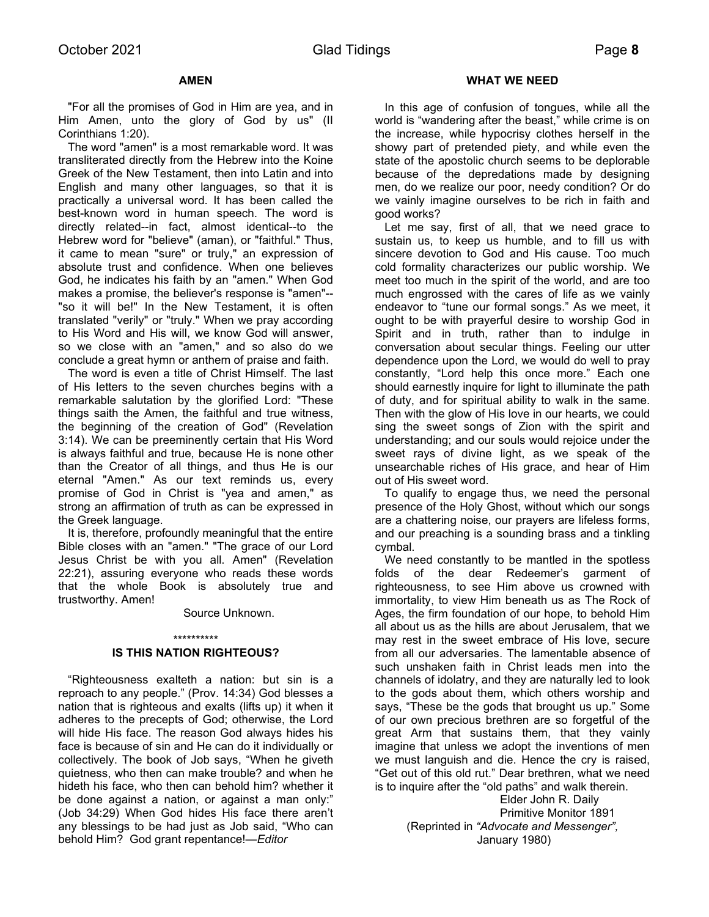## AMEN

"For all the promises of God in Him are yea, and in Him Amen, unto the glory of God by us" (II Corinthians 1:20).

The word "amen" is a most remarkable word. It was transliterated directly from the Hebrew into the Koine Greek of the New Testament, then into Latin and into English and many other languages, so that it is practically a universal word. It has been called the best-known word in human speech. The word is directly related--in fact, almost identical--to the Hebrew word for "believe" (aman), or "faithful." Thus, it came to mean "sure" or truly," an expression of absolute trust and confidence. When one believes God, he indicates his faith by an "amen." When God makes a promise, the believer's response is "amen"-- "so it will be!" In the New Testament, it is often translated "verily" or "truly." When we pray according to His Word and His will, we know God will answer, so we close with an "amen," and so also do we conclude a great hymn or anthem of praise and faith.

The word is even a title of Christ Himself. The last of His letters to the seven churches begins with a remarkable salutation by the glorified Lord: "These things saith the Amen, the faithful and true witness, the beginning of the creation of God" (Revelation 3:14). We can be preeminently certain that His Word is always faithful and true, because He is none other than the Creator of all things, and thus He is our eternal "Amen." As our text reminds us, every promise of God in Christ is "yea and amen," as strong an affirmation of truth as can be expressed in the Greek language.

It is, therefore, profoundly meaningful that the entire Bible closes with an "amen." "The grace of our Lord Jesus Christ be with you all. Amen" (Revelation 22:21), assuring everyone who reads these words that the whole Book is absolutely true and trustworthy. Amen!

Source Unknown.

\*\*\*\*\*\*\*\*\*\*

## IS THIS NATION RIGHTEOUS?

"Righteousness exalteth a nation: but sin is a reproach to any people." (Prov. 14:34) God blesses a nation that is righteous and exalts (lifts up) it when it adheres to the precepts of God; otherwise, the Lord will hide His face. The reason God always hides his face is because of sin and He can do it individually or collectively. The book of Job says, "When he giveth quietness, who then can make trouble? and when he hideth his face, who then can behold him? whether it be done against a nation, or against a man only:" (Job 34:29) When God hides His face there aren't any blessings to be had just as Job said, "Who can behold Him? God grant repentance!—*Editor*

## WHAT WE NEED

In this age of confusion of tongues, while all the world is "wandering after the beast," while crime is on the increase, while hypocrisy clothes herself in the showy part of pretended piety, and while even the state of the apostolic church seems to be deplorable because of the depredations made by designing men, do we realize our poor, needy condition? Or do we vainly imagine ourselves to be rich in faith and good works?

Let me say, first of all, that we need grace to sustain us, to keep us humble, and to fill us with sincere devotion to God and His cause. Too much cold formality characterizes our public worship. We meet too much in the spirit of the world, and are too much engrossed with the cares of life as we vainly endeavor to "tune our formal songs." As we meet, it ought to be with prayerful desire to worship God in Spirit and in truth, rather than to indulge in conversation about secular things. Feeling our utter dependence upon the Lord, we would do well to pray constantly, "Lord help this once more." Each one should earnestly inquire for light to illuminate the path of duty, and for spiritual ability to walk in the same. Then with the glow of His love in our hearts, we could sing the sweet songs of Zion with the spirit and understanding; and our souls would rejoice under the sweet rays of divine light, as we speak of the unsearchable riches of His grace, and hear of Him out of His sweet word.

To qualify to engage thus, we need the personal presence of the Holy Ghost, without which our songs are a chattering noise, our prayers are lifeless forms, and our preaching is a sounding brass and a tinkling cymbal.

We need constantly to be mantled in the spotless folds of the dear Redeemer's garment of righteousness, to see Him above us crowned with immortality, to view Him beneath us as The Rock of Ages, the firm foundation of our hope, to behold Him all about us as the hills are about Jerusalem, that we may rest in the sweet embrace of His love, secure from all our adversaries. The lamentable absence of such unshaken faith in Christ leads men into the channels of idolatry, and they are naturally led to look to the gods about them, which others worship and says, "These be the gods that brought us up." Some of our own precious brethren are so forgetful of the great Arm that sustains them, that they vainly imagine that unless we adopt the inventions of men we must languish and die. Hence the cry is raised, "Get out of this old rut." Dear brethren, what we need is to inquire after the "old paths" and walk therein.

Elder John R. Daily
Primitive Monitor 1891
(Reprinted in *"Advocate and Messenger",* January 1980)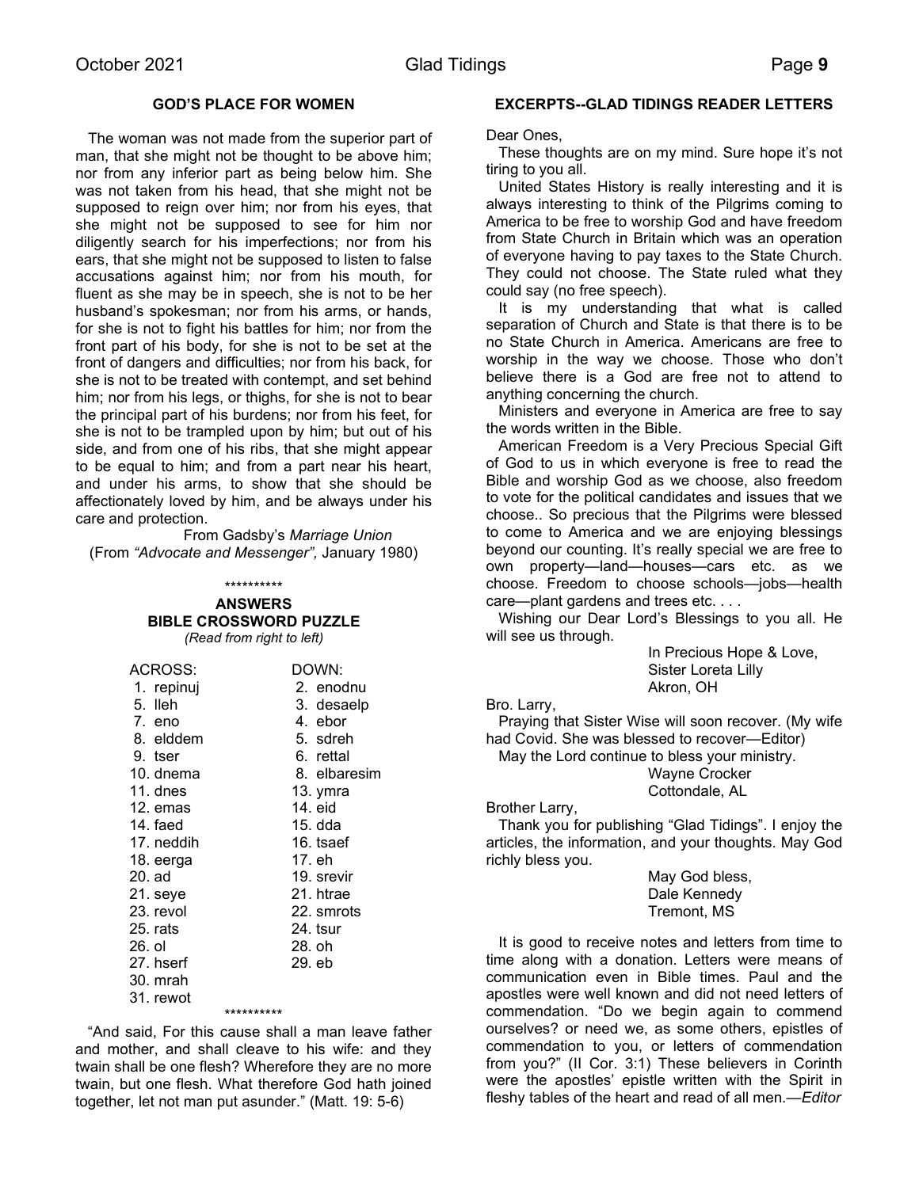## GOD'S PLACE FOR WOMEN

The woman was not made from the superior part of man, that she might not be thought to be above him; nor from any inferior part as being below him. She was not taken from his head, that she might not be supposed to reign over him; nor from his eyes, that she might not be supposed to see for him nor diligently search for his imperfections; nor from his ears, that she might not be supposed to listen to false accusations against him; nor from his mouth, for fluent as she may be in speech, she is not to be her husband's spokesman; nor from his arms, or hands, for she is not to fight his battles for him; nor from the front part of his body, for she is not to be set at the front of dangers and difficulties; nor from his back, for she is not to be treated with contempt, and set behind him; nor from his legs, or thighs, for she is not to bear the principal part of his burdens; nor from his feet, for she is not to be trampled upon by him; but out of his side, and from one of his ribs, that she might appear to be equal to him; and from a part near his heart, and under his arms, to show that she should be affectionately loved by him, and be always under his care and protection.

From Gadsby's *Marriage Union*
(From *"Advocate and Messenger",* January 1980)

**********

### ANSWERS
### BIBLE CROSSWORD PUZZLE

*(Read from right to left)*

| ACROSS: | DOWN: |
|---|---|
| 1. repinuj | 2. enodnu |
| 5. lleh | 3. desaelp |
| 7. eno | 4. ebor |
| 8. elddem | 5. sdreh |
| 9. tser | 6. rettal |
| 10. dnema | 8. elbaresim |
| 11. dnes | 13. ymra |
| 12. emas | 14. eid |
| 14. faed | 15. dda |
| 17. neddih | 16. tsaef |
| 18. eerga | 17. eh |
| 20. ad | 19. srevir |
| 21. seye | 21. htrae |
| 23. revol | 22. smrots |
| 25. rats | 24. tsur |
| 26. ol | 28. oh |
| 27. hserf | 29. eb |
| 30. mrah | |
| 31. rewot | |

**********

"And said, For this cause shall a man leave father and mother, and shall cleave to his wife: and they twain shall be one flesh? Wherefore they are no more twain, but one flesh. What therefore God hath joined together, let not man put asunder." (Matt. 19: 5-6)

## EXCERPTS--GLAD TIDINGS READER LETTERS

Dear Ones,

These thoughts are on my mind. Sure hope it's not tiring to you all.

United States History is really interesting and it is always interesting to think of the Pilgrims coming to America to be free to worship God and have freedom from State Church in Britain which was an operation of everyone having to pay taxes to the State Church. They could not choose. The State ruled what they could say (no free speech).

It is my understanding that what is called separation of Church and State is that there is to be no State Church in America. Americans are free to worship in the way we choose. Those who don't believe there is a God are free not to attend to anything concerning the church.

Ministers and everyone in America are free to say the words written in the Bible.

American Freedom is a Very Precious Special Gift of God to us in which everyone is free to read the Bible and worship God as we choose, also freedom to vote for the political candidates and issues that we choose.. So precious that the Pilgrims were blessed to come to America and we are enjoying blessings beyond our counting. It's really special we are free to own property—land—houses—cars etc. as we choose. Freedom to choose schools—jobs—health care—plant gardens and trees etc. . . .

Wishing our Dear Lord's Blessings to you all. He will see us through.

In Precious Hope & Love,
Sister Loreta Lilly
Akron, OH

Bro. Larry,

Praying that Sister Wise will soon recover. (My wife had Covid. She was blessed to recover—Editor)

May the Lord continue to bless your ministry.

Wayne Crocker
Cottondale, AL

Brother Larry,

Thank you for publishing "Glad Tidings". I enjoy the articles, the information, and your thoughts. May God richly bless you.

May God bless,
Dale Kennedy
Tremont, MS

It is good to receive notes and letters from time to time along with a donation. Letters were means of communication even in Bible times. Paul and the apostles were well known and did not need letters of commendation. "Do we begin again to commend ourselves? or need we, as some others, epistles of commendation to you, or letters of commendation from you?" (II Cor. 3:1) These believers in Corinth were the apostles' epistle written with the Spirit in fleshy tables of the heart and read of all men.—*Editor*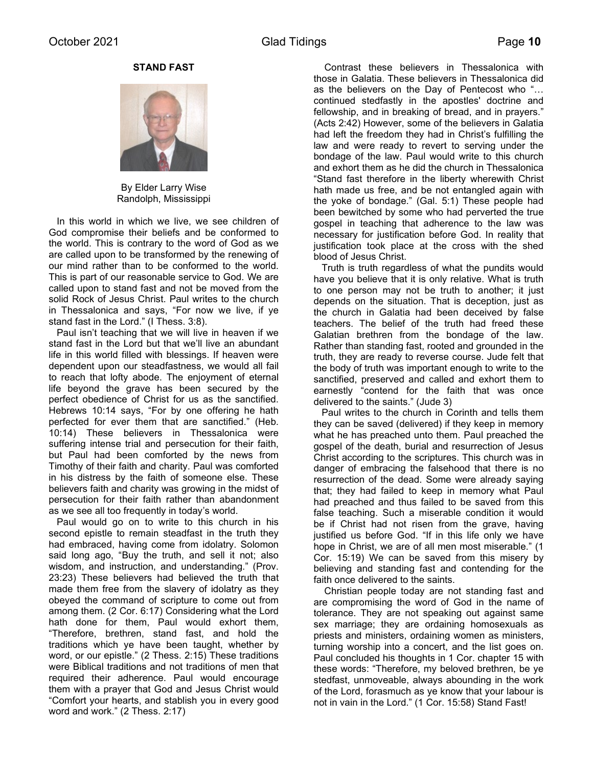## STAND FAST

By Elder Larry Wise
Randolph, Mississippi

In this world in which we live, we see children of God compromise their beliefs and be conformed to the world. This is contrary to the word of God as we are called upon to be transformed by the renewing of our mind rather than to be conformed to the world. This is part of our reasonable service to God. We are called upon to stand fast and not be moved from the solid Rock of Jesus Christ. Paul writes to the church in Thessalonica and says, "For now we live, if ye stand fast in the Lord." (I Thess. 3:8).

Paul isn't teaching that we will live in heaven if we stand fast in the Lord but that we'll live an abundant life in this world filled with blessings. If heaven were dependent upon our steadfastness, we would all fail to reach that lofty abode. The enjoyment of eternal life beyond the grave has been secured by the perfect obedience of Christ for us as the sanctified. Hebrews 10:14 says, "For by one offering he hath perfected for ever them that are sanctified." (Heb. 10:14) These believers in Thessalonica were suffering intense trial and persecution for their faith, but Paul had been comforted by the news from Timothy of their faith and charity. Paul was comforted in his distress by the faith of someone else. These believers faith and charity was growing in the midst of persecution for their faith rather than abandonment as we see all too frequently in today's world.

Paul would go on to write to this church in his second epistle to remain steadfast in the truth they had embraced, having come from idolatry. Solomon said long ago, "Buy the truth, and sell it not; also wisdom, and instruction, and understanding." (Prov. 23:23) These believers had believed the truth that made them free from the slavery of idolatry as they obeyed the command of scripture to come out from among them. (2 Cor. 6:17) Considering what the Lord hath done for them, Paul would exhort them, "Therefore, brethren, stand fast, and hold the traditions which ye have been taught, whether by word, or our epistle." (2 Thess. 2:15) These traditions were Biblical traditions and not traditions of men that required their adherence. Paul would encourage them with a prayer that God and Jesus Christ would "Comfort your hearts, and stablish you in every good word and work." (2 Thess. 2:17)

Contrast these believers in Thessalonica with those in Galatia. These believers in Thessalonica did as the believers on the Day of Pentecost who "… continued stedfastly in the apostles' doctrine and fellowship, and in breaking of bread, and in prayers." (Acts 2:42) However, some of the believers in Galatia had left the freedom they had in Christ's fulfilling the law and were ready to revert to serving under the bondage of the law. Paul would write to this church and exhort them as he did the church in Thessalonica "Stand fast therefore in the liberty wherewith Christ hath made us free, and be not entangled again with the yoke of bondage." (Gal. 5:1) These people had been bewitched by some who had perverted the true gospel in teaching that adherence to the law was necessary for justification before God. In reality that justification took place at the cross with the shed blood of Jesus Christ.

Truth is truth regardless of what the pundits would have you believe that it is only relative. What is truth to one person may not be truth to another; it just depends on the situation. That is deception, just as the church in Galatia had been deceived by false teachers. The belief of the truth had freed these Galatian brethren from the bondage of the law. Rather than standing fast, rooted and grounded in the truth, they are ready to reverse course. Jude felt that the body of truth was important enough to write to the sanctified, preserved and called and exhort them to earnestly "contend for the faith that was once delivered to the saints." (Jude 3)

Paul writes to the church in Corinth and tells them they can be saved (delivered) if they keep in memory what he has preached unto them. Paul preached the gospel of the death, burial and resurrection of Jesus Christ according to the scriptures. This church was in danger of embracing the falsehood that there is no resurrection of the dead. Some were already saying that; they had failed to keep in memory what Paul had preached and thus failed to be saved from this false teaching. Such a miserable condition it would be if Christ had not risen from the grave, having justified us before God. "If in this life only we have hope in Christ, we are of all men most miserable." (1 Cor. 15:19) We can be saved from this misery by believing and standing fast and contending for the faith once delivered to the saints.

Christian people today are not standing fast and are compromising the word of God in the name of tolerance. They are not speaking out against same sex marriage; they are ordaining homosexuals as priests and ministers, ordaining women as ministers, turning worship into a concert, and the list goes on. Paul concluded his thoughts in 1 Cor. chapter 15 with these words: "Therefore, my beloved brethren, be ye stedfast, unmoveable, always abounding in the work of the Lord, forasmuch as ye know that your labour is not in vain in the Lord." (1 Cor. 15:58) Stand Fast!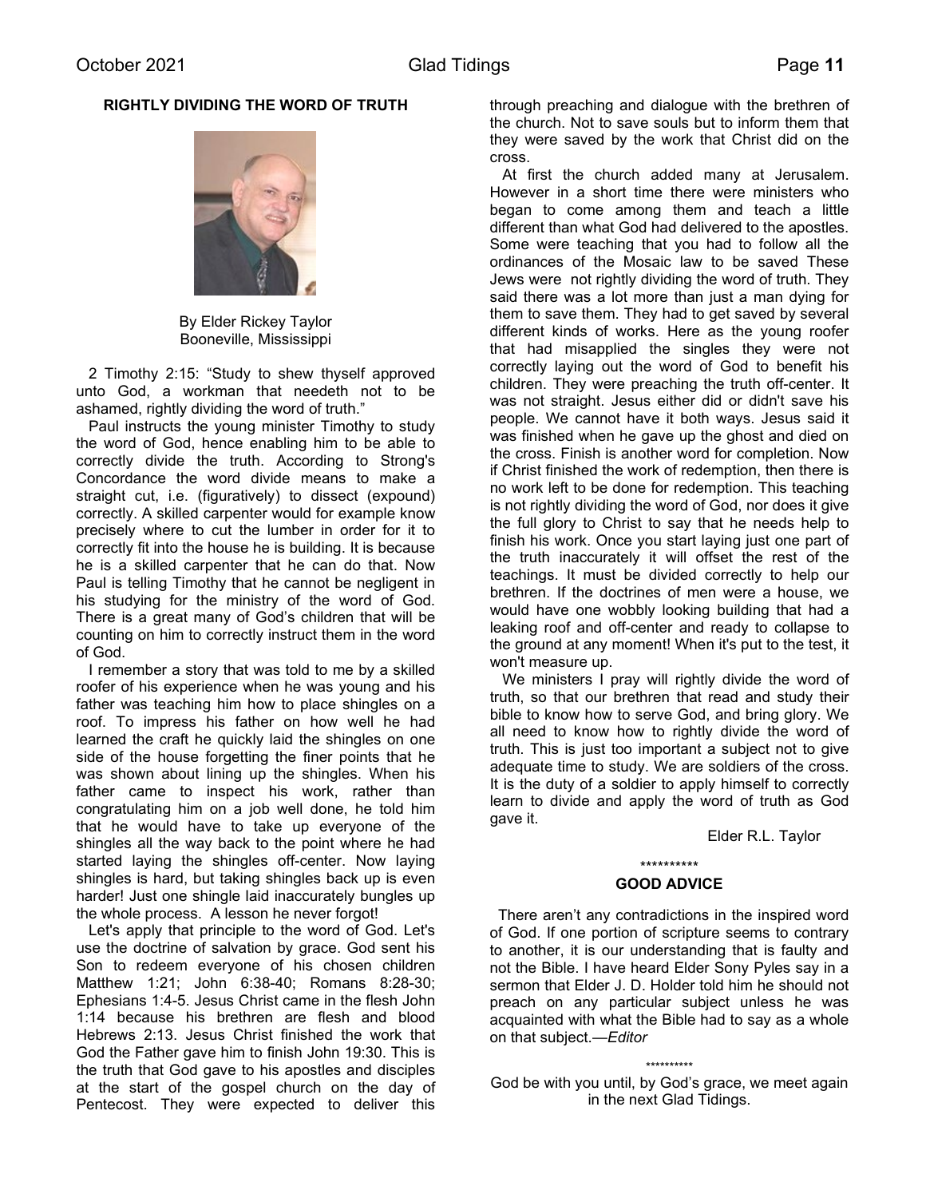## RIGHTLY DIVIDING THE WORD OF TRUTH

By Elder Rickey Taylor
Booneville, Mississippi

2 Timothy 2:15: "Study to shew thyself approved unto God, a workman that needeth not to be ashamed, rightly dividing the word of truth."

Paul instructs the young minister Timothy to study the word of God, hence enabling him to be able to correctly divide the truth. According to Strong's Concordance the word divide means to make a straight cut, i.e. (figuratively) to dissect (expound) correctly. A skilled carpenter would for example know precisely where to cut the lumber in order for it to correctly fit into the house he is building. It is because he is a skilled carpenter that he can do that. Now Paul is telling Timothy that he cannot be negligent in his studying for the ministry of the word of God. There is a great many of God's children that will be counting on him to correctly instruct them in the word of God.

I remember a story that was told to me by a skilled roofer of his experience when he was young and his father was teaching him how to place shingles on a roof. To impress his father on how well he had learned the craft he quickly laid the shingles on one side of the house forgetting the finer points that he was shown about lining up the shingles. When his father came to inspect his work, rather than congratulating him on a job well done, he told him that he would have to take up everyone of the shingles all the way back to the point where he had started laying the shingles off-center. Now laying shingles is hard, but taking shingles back up is even harder! Just one shingle laid inaccurately bungles up the whole process. A lesson he never forgot!

Let's apply that principle to the word of God. Let's use the doctrine of salvation by grace. God sent his Son to redeem everyone of his chosen children Matthew 1:21; John 6:38-40; Romans 8:28-30; Ephesians 1:4-5. Jesus Christ came in the flesh John 1:14 because his brethren are flesh and blood Hebrews 2:13. Jesus Christ finished the work that God the Father gave him to finish John 19:30. This is the truth that God gave to his apostles and disciples at the start of the gospel church on the day of Pentecost. They were expected to deliver this through preaching and dialogue with the brethren of the church. Not to save souls but to inform them that they were saved by the work that Christ did on the cross.

At first the church added many at Jerusalem. However in a short time there were ministers who began to come among them and teach a little different than what God had delivered to the apostles. Some were teaching that you had to follow all the ordinances of the Mosaic law to be saved These Jews were not rightly dividing the word of truth. They said there was a lot more than just a man dying for them to save them. They had to get saved by several different kinds of works. Here as the young roofer that had misapplied the singles they were not correctly laying out the word of God to benefit his children. They were preaching the truth off-center. It was not straight. Jesus either did or didn't save his people. We cannot have it both ways. Jesus said it was finished when he gave up the ghost and died on the cross. Finish is another word for completion. Now if Christ finished the work of redemption, then there is no work left to be done for redemption. This teaching is not rightly dividing the word of God, nor does it give the full glory to Christ to say that he needs help to finish his work. Once you start laying just one part of the truth inaccurately it will offset the rest of the teachings. It must be divided correctly to help our brethren. If the doctrines of men were a house, we would have one wobbly looking building that had a leaking roof and off-center and ready to collapse to the ground at any moment! When it's put to the test, it won't measure up.

We ministers I pray will rightly divide the word of truth, so that our brethren that read and study their bible to know how to serve God, and bring glory. We all need to know how to rightly divide the word of truth. This is just too important a subject not to give adequate time to study. We are soldiers of the cross. It is the duty of a soldier to apply himself to correctly learn to divide and apply the word of truth as God gave it.

Elder R.L. Taylor

**********

## GOOD ADVICE

There aren't any contradictions in the inspired word of God. If one portion of scripture seems to contrary to another, it is our understanding that is faulty and not the Bible. I have heard Elder Sony Pyles say in a sermon that Elder J. D. Holder told him he should not preach on any particular subject unless he was acquainted with what the Bible had to say as a whole on that subject.—*Editor*

**********

God be with you until, by God's grace, we meet again in the next Glad Tidings.